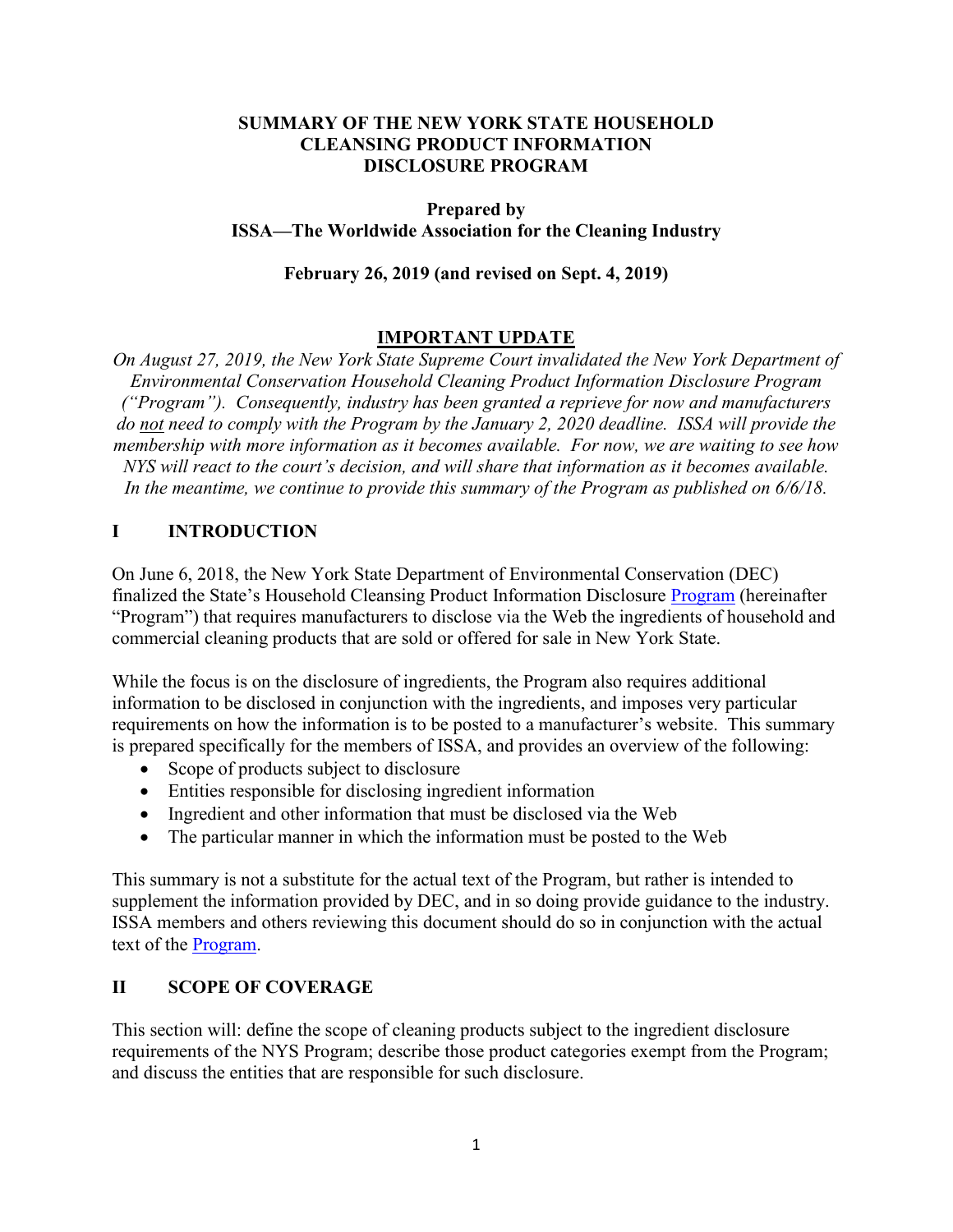# SUMMARY OF THE NEW YORK STATE HOUSEHOLD CLEANSING PRODUCT INFORMATION DISCLOSURE PROGRAM

**Prepared by**
**ISSA—The Worldwide Association for the Cleaning Industry**

**February 26, 2019 (and revised on Sept. 4, 2019)**

## IMPORTANT UPDATE

*On August 27, 2019, the New York State Supreme Court invalidated the New York Department of Environmental Conservation Household Cleaning Product Information Disclosure Program ("Program"). Consequently, industry has been granted a reprieve for now and manufacturers do not need to comply with the Program by the January 2, 2020 deadline. ISSA will provide the membership with more information as it becomes available. For now, we are waiting to see how NYS will react to the court's decision, and will share that information as it becomes available. In the meantime, we continue to provide this summary of the Program as published on 6/6/18.*

## I INTRODUCTION

On June 6, 2018, the New York State Department of Environmental Conservation (DEC) finalized the State's Household Cleansing Product Information Disclosure Program (hereinafter "Program") that requires manufacturers to disclose via the Web the ingredients of household and commercial cleaning products that are sold or offered for sale in New York State.

While the focus is on the disclosure of ingredients, the Program also requires additional information to be disclosed in conjunction with the ingredients, and imposes very particular requirements on how the information is to be posted to a manufacturer's website. This summary is prepared specifically for the members of ISSA, and provides an overview of the following:

- Scope of products subject to disclosure
- Entities responsible for disclosing ingredient information
- Ingredient and other information that must be disclosed via the Web
- The particular manner in which the information must be posted to the Web

This summary is not a substitute for the actual text of the Program, but rather is intended to supplement the information provided by DEC, and in so doing provide guidance to the industry. ISSA members and others reviewing this document should do so in conjunction with the actual text of the Program.

## II SCOPE OF COVERAGE

This section will: define the scope of cleaning products subject to the ingredient disclosure requirements of the NYS Program; describe those product categories exempt from the Program; and discuss the entities that are responsible for such disclosure.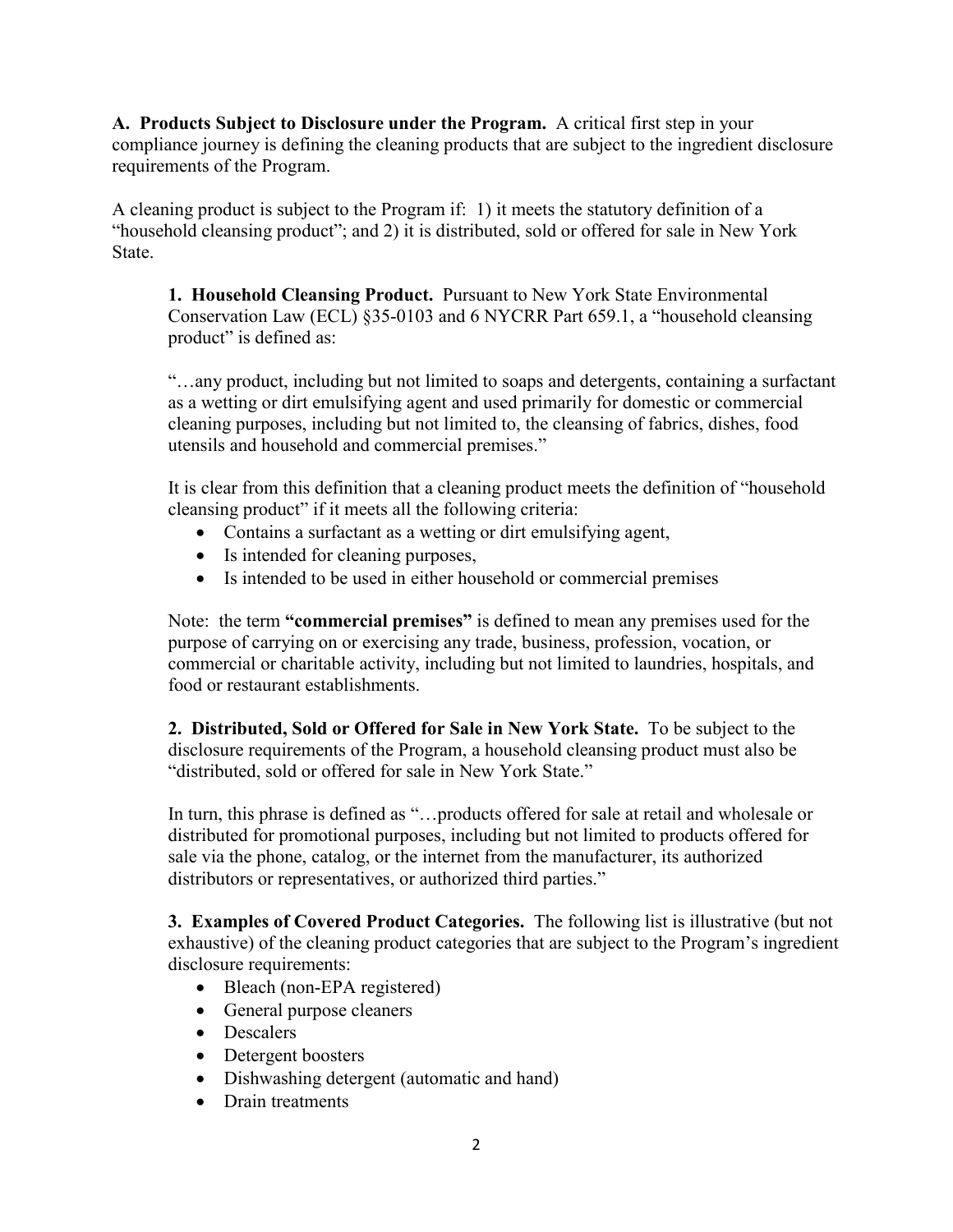**A. Products Subject to Disclosure under the Program.** A critical first step in your compliance journey is defining the cleaning products that are subject to the ingredient disclosure requirements of the Program.

A cleaning product is subject to the Program if: 1) it meets the statutory definition of a "household cleansing product"; and 2) it is distributed, sold or offered for sale in New York State.

**1. Household Cleansing Product.** Pursuant to New York State Environmental Conservation Law (ECL) §35-0103 and 6 NYCRR Part 659.1, a "household cleansing product" is defined as:

"…any product, including but not limited to soaps and detergents, containing a surfactant as a wetting or dirt emulsifying agent and used primarily for domestic or commercial cleaning purposes, including but not limited to, the cleansing of fabrics, dishes, food utensils and household and commercial premises."

It is clear from this definition that a cleaning product meets the definition of "household cleansing product" if it meets all the following criteria:

- Contains a surfactant as a wetting or dirt emulsifying agent,
- Is intended for cleaning purposes,
- Is intended to be used in either household or commercial premises

Note: the term **"commercial premises"** is defined to mean any premises used for the purpose of carrying on or exercising any trade, business, profession, vocation, or commercial or charitable activity, including but not limited to laundries, hospitals, and food or restaurant establishments.

**2. Distributed, Sold or Offered for Sale in New York State.** To be subject to the disclosure requirements of the Program, a household cleansing product must also be "distributed, sold or offered for sale in New York State."

In turn, this phrase is defined as "…products offered for sale at retail and wholesale or distributed for promotional purposes, including but not limited to products offered for sale via the phone, catalog, or the internet from the manufacturer, its authorized distributors or representatives, or authorized third parties."

**3. Examples of Covered Product Categories.** The following list is illustrative (but not exhaustive) of the cleaning product categories that are subject to the Program's ingredient disclosure requirements:

- Bleach (non-EPA registered)
- General purpose cleaners
- Descalers
- Detergent boosters
- Dishwashing detergent (automatic and hand)
- Drain treatments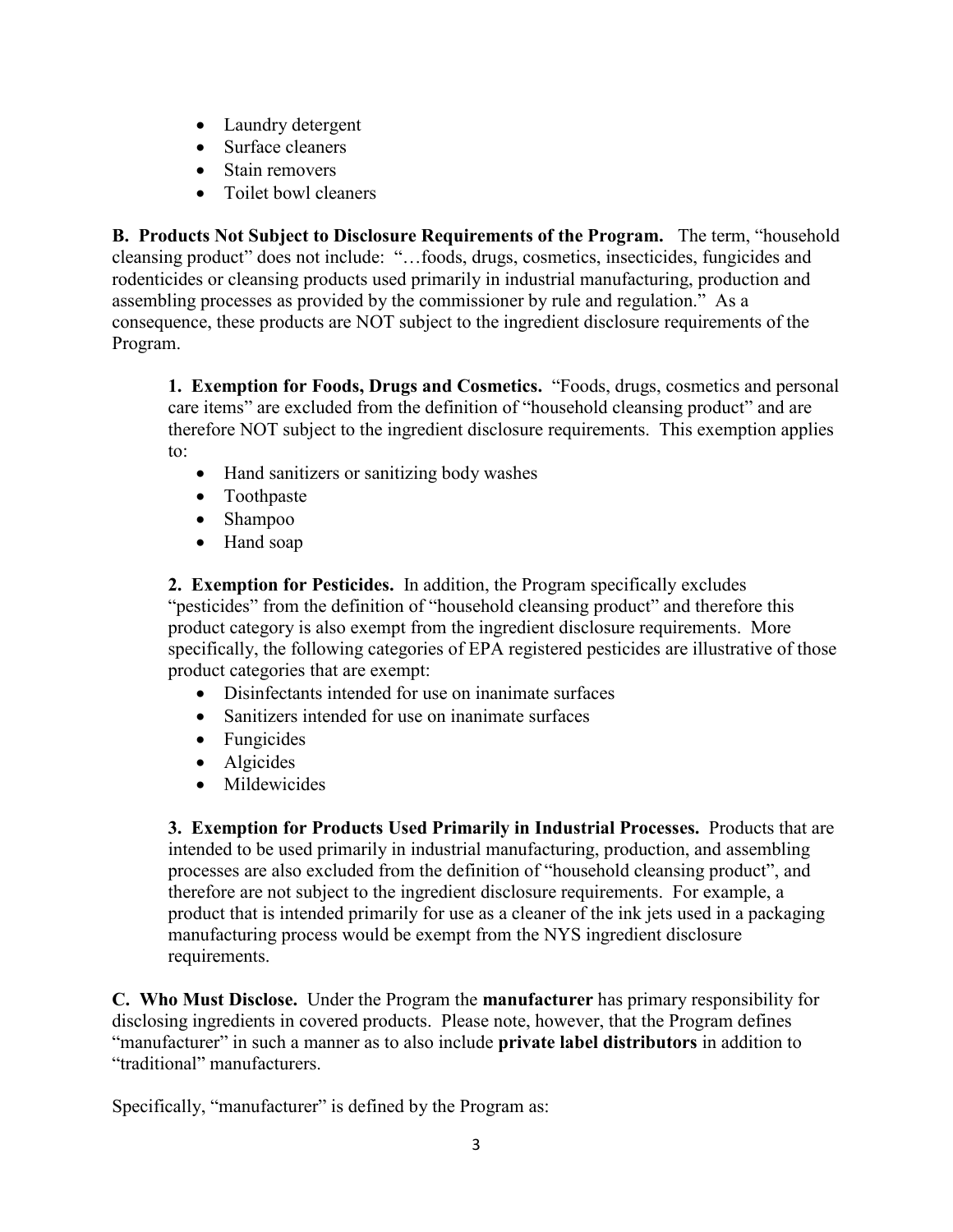- Laundry detergent
- Surface cleaners
- Stain removers
- Toilet bowl cleaners

**B. Products Not Subject to Disclosure Requirements of the Program.** The term, "household cleansing product" does not include: "…foods, drugs, cosmetics, insecticides, fungicides and rodenticides or cleansing products used primarily in industrial manufacturing, production and assembling processes as provided by the commissioner by rule and regulation." As a consequence, these products are NOT subject to the ingredient disclosure requirements of the Program.

> **1. Exemption for Foods, Drugs and Cosmetics.** "Foods, drugs, cosmetics and personal care items" are excluded from the definition of "household cleansing product" and are therefore NOT subject to the ingredient disclosure requirements. This exemption applies to:
>
> - Hand sanitizers or sanitizing body washes
> - Toothpaste
> - Shampoo
> - Hand soap
>
> **2. Exemption for Pesticides.** In addition, the Program specifically excludes "pesticides" from the definition of "household cleansing product" and therefore this product category is also exempt from the ingredient disclosure requirements. More specifically, the following categories of EPA registered pesticides are illustrative of those product categories that are exempt:
>
> - Disinfectants intended for use on inanimate surfaces
> - Sanitizers intended for use on inanimate surfaces
> - Fungicides
> - Algicides
> - Mildewicides
>
> **3. Exemption for Products Used Primarily in Industrial Processes.** Products that are intended to be used primarily in industrial manufacturing, production, and assembling processes are also excluded from the definition of "household cleansing product", and therefore are not subject to the ingredient disclosure requirements. For example, a product that is intended primarily for use as a cleaner of the ink jets used in a packaging manufacturing process would be exempt from the NYS ingredient disclosure requirements.

**C. Who Must Disclose.** Under the Program the **manufacturer** has primary responsibility for disclosing ingredients in covered products. Please note, however, that the Program defines "manufacturer" in such a manner as to also include **private label distributors** in addition to "traditional" manufacturers.

Specifically, "manufacturer" is defined by the Program as: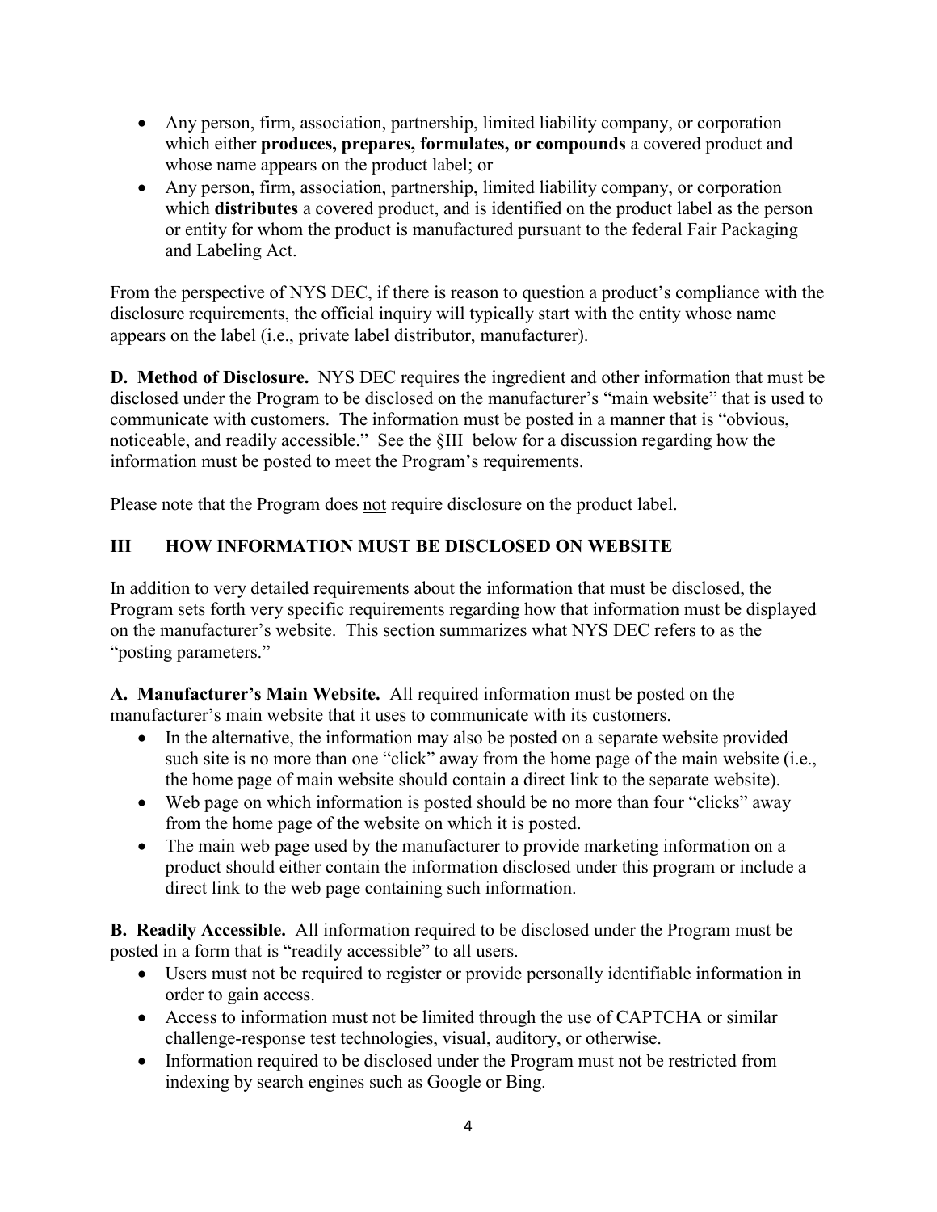- Any person, firm, association, partnership, limited liability company, or corporation which either **produces, prepares, formulates, or compounds** a covered product and whose name appears on the product label; or
- Any person, firm, association, partnership, limited liability company, or corporation which **distributes** a covered product, and is identified on the product label as the person or entity for whom the product is manufactured pursuant to the federal Fair Packaging and Labeling Act.

From the perspective of NYS DEC, if there is reason to question a product's compliance with the disclosure requirements, the official inquiry will typically start with the entity whose name appears on the label (i.e., private label distributor, manufacturer).

**D. Method of Disclosure.** NYS DEC requires the ingredient and other information that must be disclosed under the Program to be disclosed on the manufacturer's "main website" that is used to communicate with customers. The information must be posted in a manner that is "obvious, noticeable, and readily accessible." See the §III below for a discussion regarding how the information must be posted to meet the Program's requirements.

Please note that the Program does <u>not</u> require disclosure on the product label.

## III HOW INFORMATION MUST BE DISCLOSED ON WEBSITE

In addition to very detailed requirements about the information that must be disclosed, the Program sets forth very specific requirements regarding how that information must be displayed on the manufacturer's website. This section summarizes what NYS DEC refers to as the "posting parameters."

**A. Manufacturer's Main Website.** All required information must be posted on the manufacturer's main website that it uses to communicate with its customers.

- In the alternative, the information may also be posted on a separate website provided such site is no more than one "click" away from the home page of the main website (i.e., the home page of main website should contain a direct link to the separate website).
- Web page on which information is posted should be no more than four "clicks" away from the home page of the website on which it is posted.
- The main web page used by the manufacturer to provide marketing information on a product should either contain the information disclosed under this program or include a direct link to the web page containing such information.

**B. Readily Accessible.** All information required to be disclosed under the Program must be posted in a form that is "readily accessible" to all users.

- Users must not be required to register or provide personally identifiable information in order to gain access.
- Access to information must not be limited through the use of CAPTCHA or similar challenge-response test technologies, visual, auditory, or otherwise.
- Information required to be disclosed under the Program must not be restricted from indexing by search engines such as Google or Bing.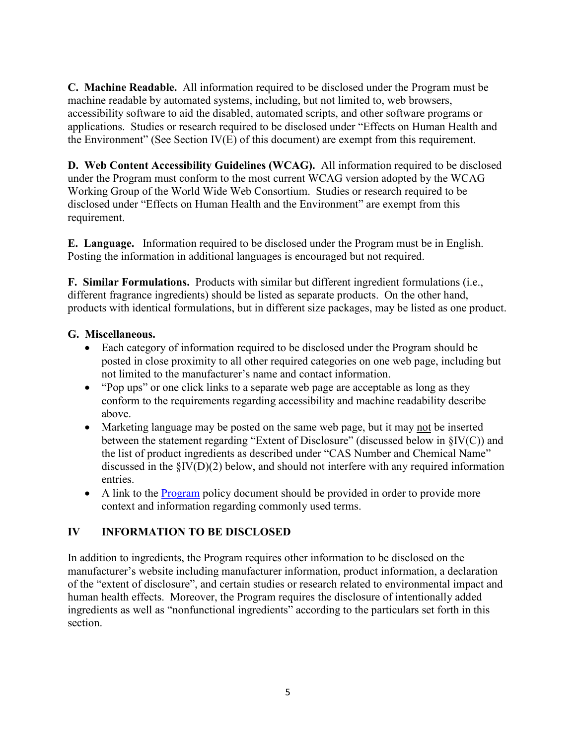**C. Machine Readable.** All information required to be disclosed under the Program must be machine readable by automated systems, including, but not limited to, web browsers, accessibility software to aid the disabled, automated scripts, and other software programs or applications. Studies or research required to be disclosed under "Effects on Human Health and the Environment" (See Section IV(E) of this document) are exempt from this requirement.

**D. Web Content Accessibility Guidelines (WCAG).** All information required to be disclosed under the Program must conform to the most current WCAG version adopted by the WCAG Working Group of the World Wide Web Consortium. Studies or research required to be disclosed under "Effects on Human Health and the Environment" are exempt from this requirement.

**E. Language.** Information required to be disclosed under the Program must be in English. Posting the information in additional languages is encouraged but not required.

**F. Similar Formulations.** Products with similar but different ingredient formulations (i.e., different fragrance ingredients) should be listed as separate products. On the other hand, products with identical formulations, but in different size packages, may be listed as one product.

**G. Miscellaneous.**

- Each category of information required to be disclosed under the Program should be posted in close proximity to all other required categories on one web page, including but not limited to the manufacturer's name and contact information.
- "Pop ups" or one click links to a separate web page are acceptable as long as they conform to the requirements regarding accessibility and machine readability describe above.
- Marketing language may be posted on the same web page, but it may <u>not</u> be inserted between the statement regarding "Extent of Disclosure" (discussed below in §IV(C)) and the list of product ingredients as described under "CAS Number and Chemical Name" discussed in the §IV(D)(2) below, and should not interfere with any required information entries.
- A link to the [Program](Program) policy document should be provided in order to provide more context and information regarding commonly used terms.

## IV INFORMATION TO BE DISCLOSED

In addition to ingredients, the Program requires other information to be disclosed on the manufacturer's website including manufacturer information, product information, a declaration of the "extent of disclosure", and certain studies or research related to environmental impact and human health effects. Moreover, the Program requires the disclosure of intentionally added ingredients as well as "nonfunctional ingredients" according to the particulars set forth in this section.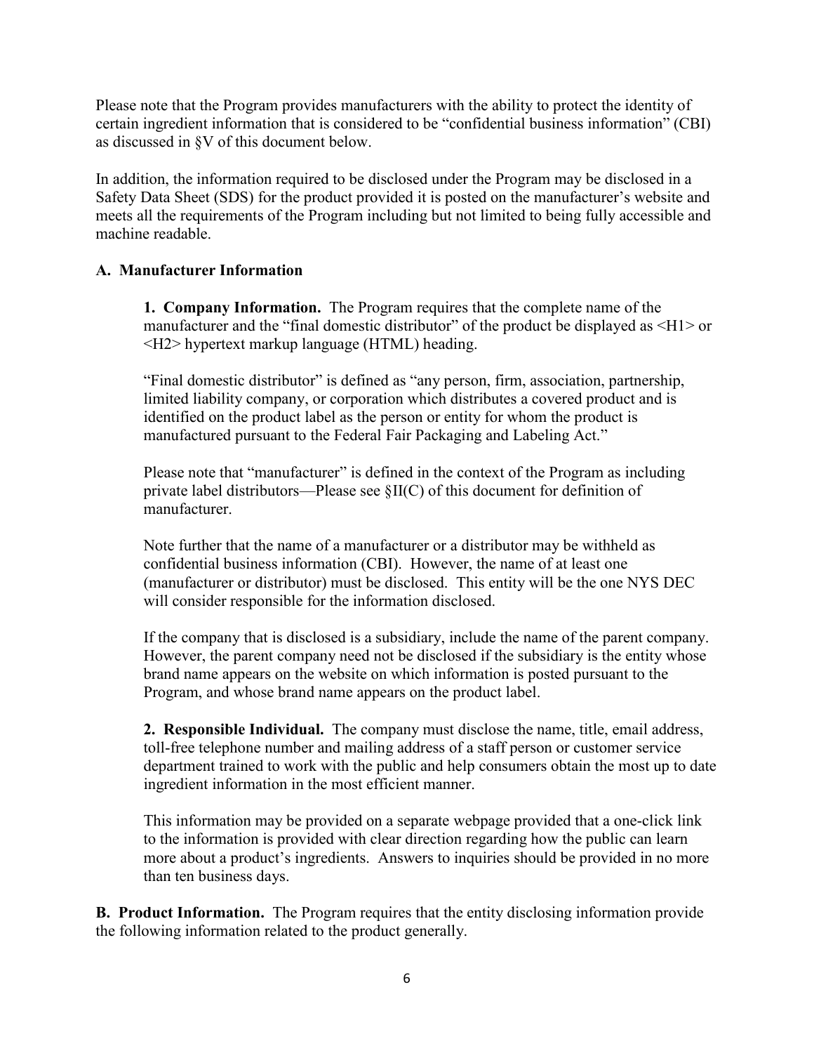Please note that the Program provides manufacturers with the ability to protect the identity of certain ingredient information that is considered to be "confidential business information" (CBI) as discussed in §V of this document below.

In addition, the information required to be disclosed under the Program may be disclosed in a Safety Data Sheet (SDS) for the product provided it is posted on the manufacturer's website and meets all the requirements of the Program including but not limited to being fully accessible and machine readable.

### A. Manufacturer Information

**1. Company Information.** The Program requires that the complete name of the manufacturer and the "final domestic distributor" of the product be displayed as <H1> or <H2> hypertext markup language (HTML) heading.

"Final domestic distributor" is defined as "any person, firm, association, partnership, limited liability company, or corporation which distributes a covered product and is identified on the product label as the person or entity for whom the product is manufactured pursuant to the Federal Fair Packaging and Labeling Act."

Please note that "manufacturer" is defined in the context of the Program as including private label distributors—Please see §II(C) of this document for definition of manufacturer.

Note further that the name of a manufacturer or a distributor may be withheld as confidential business information (CBI). However, the name of at least one (manufacturer or distributor) must be disclosed. This entity will be the one NYS DEC will consider responsible for the information disclosed.

If the company that is disclosed is a subsidiary, include the name of the parent company. However, the parent company need not be disclosed if the subsidiary is the entity whose brand name appears on the website on which information is posted pursuant to the Program, and whose brand name appears on the product label.

**2. Responsible Individual.** The company must disclose the name, title, email address, toll-free telephone number and mailing address of a staff person or customer service department trained to work with the public and help consumers obtain the most up to date ingredient information in the most efficient manner.

This information may be provided on a separate webpage provided that a one-click link to the information is provided with clear direction regarding how the public can learn more about a product's ingredients. Answers to inquiries should be provided in no more than ten business days.

**B. Product Information.** The Program requires that the entity disclosing information provide the following information related to the product generally.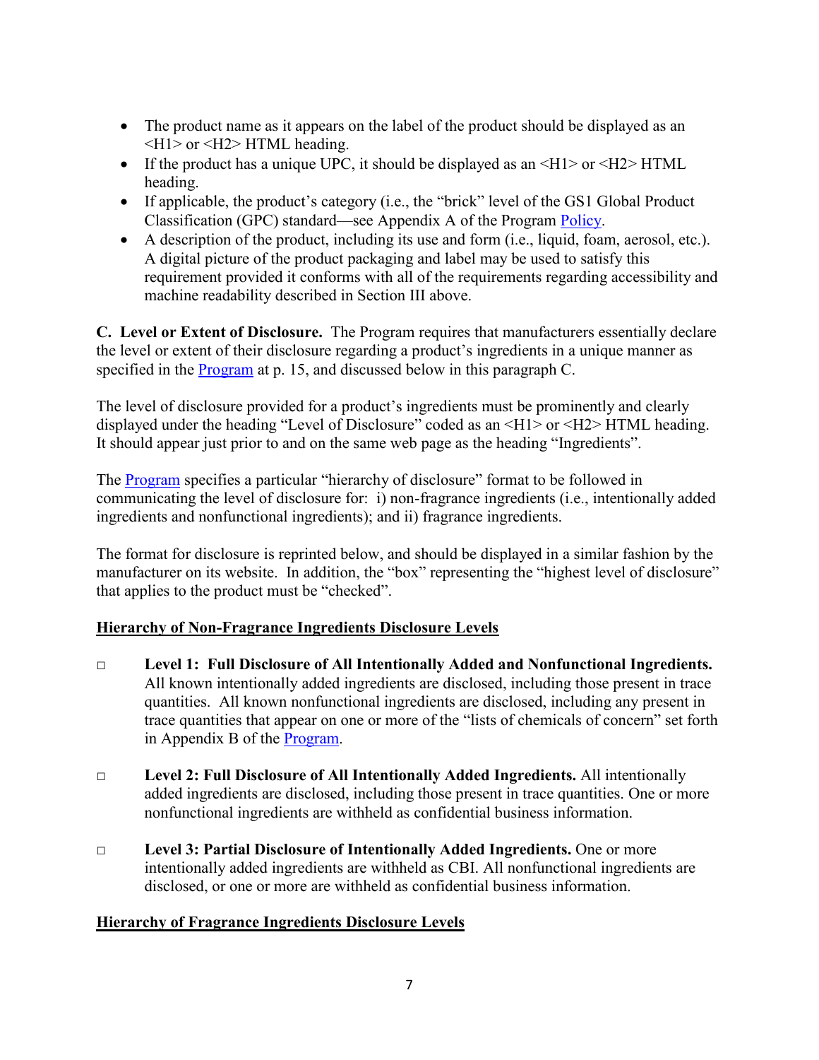- The product name as it appears on the label of the product should be displayed as an <H1> or <H2> HTML heading.
- If the product has a unique UPC, it should be displayed as an <H1> or <H2> HTML heading.
- If applicable, the product's category (i.e., the "brick" level of the GS1 Global Product Classification (GPC) standard—see Appendix A of the Program Policy.
- A description of the product, including its use and form (i.e., liquid, foam, aerosol, etc.). A digital picture of the product packaging and label may be used to satisfy this requirement provided it conforms with all of the requirements regarding accessibility and machine readability described in Section III above.

**C. Level or Extent of Disclosure.** The Program requires that manufacturers essentially declare the level or extent of their disclosure regarding a product's ingredients in a unique manner as specified in the Program at p. 15, and discussed below in this paragraph C.

The level of disclosure provided for a product's ingredients must be prominently and clearly displayed under the heading "Level of Disclosure" coded as an <H1> or <H2> HTML heading. It should appear just prior to and on the same web page as the heading "Ingredients".

The Program specifies a particular "hierarchy of disclosure" format to be followed in communicating the level of disclosure for: i) non-fragrance ingredients (i.e., intentionally added ingredients and nonfunctional ingredients); and ii) fragrance ingredients.

The format for disclosure is reprinted below, and should be displayed in a similar fashion by the manufacturer on its website. In addition, the "box" representing the "highest level of disclosure" that applies to the product must be "checked".

**Hierarchy of Non-Fragrance Ingredients Disclosure Levels**

□ **Level 1: Full Disclosure of All Intentionally Added and Nonfunctional Ingredients.** All known intentionally added ingredients are disclosed, including those present in trace quantities. All known nonfunctional ingredients are disclosed, including any present in trace quantities that appear on one or more of the "lists of chemicals of concern" set forth in Appendix B of the Program.

□ **Level 2: Full Disclosure of All Intentionally Added Ingredients.** All intentionally added ingredients are disclosed, including those present in trace quantities. One or more nonfunctional ingredients are withheld as confidential business information.

□ **Level 3: Partial Disclosure of Intentionally Added Ingredients.** One or more intentionally added ingredients are withheld as CBI. All nonfunctional ingredients are disclosed, or one or more are withheld as confidential business information.

**Hierarchy of Fragrance Ingredients Disclosure Levels**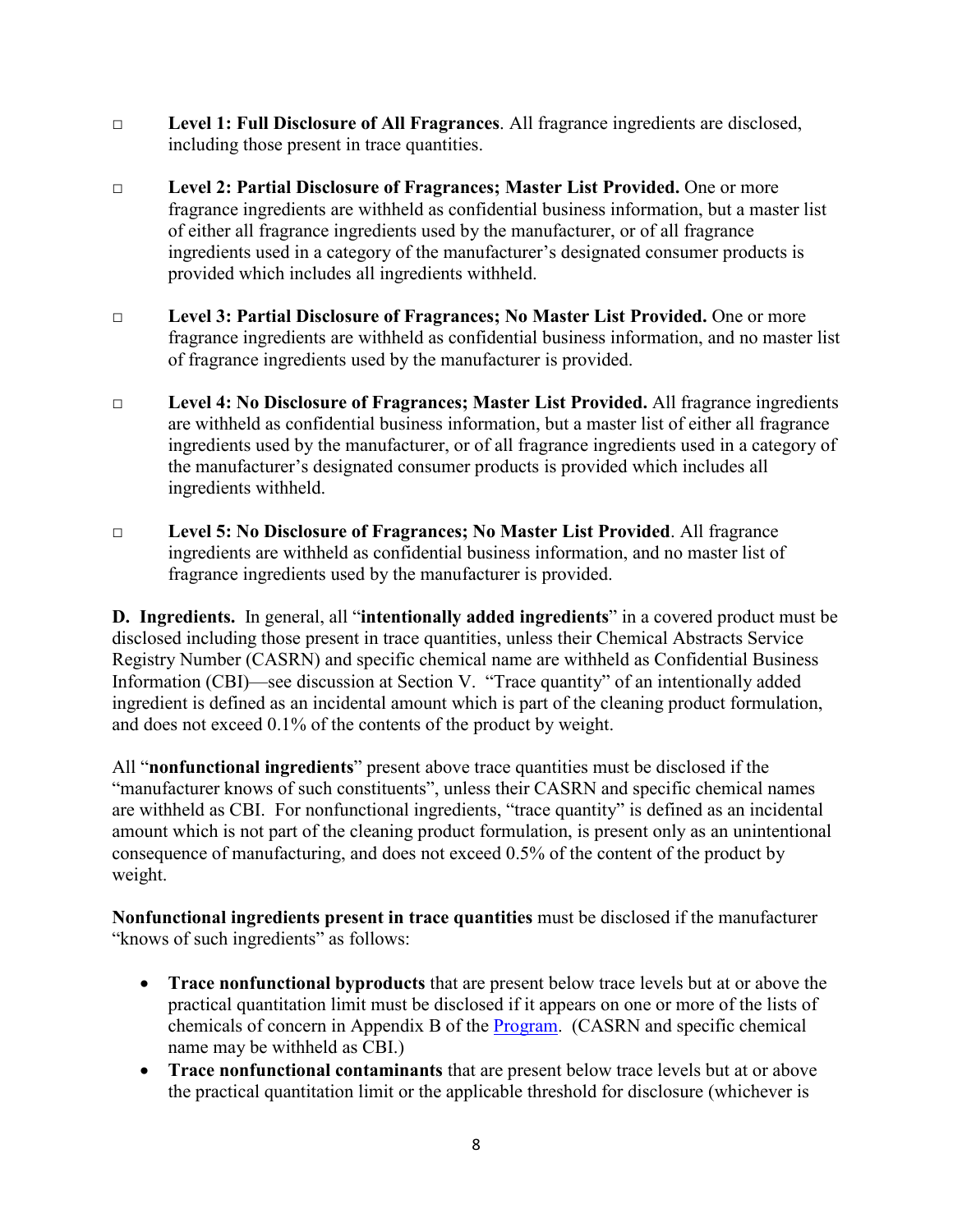- □ **Level 1: Full Disclosure of All Fragrances**. All fragrance ingredients are disclosed, including those present in trace quantities.

- □ **Level 2: Partial Disclosure of Fragrances; Master List Provided.** One or more fragrance ingredients are withheld as confidential business information, but a master list of either all fragrance ingredients used by the manufacturer, or of all fragrance ingredients used in a category of the manufacturer's designated consumer products is provided which includes all ingredients withheld.

- □ **Level 3: Partial Disclosure of Fragrances; No Master List Provided.** One or more fragrance ingredients are withheld as confidential business information, and no master list of fragrance ingredients used by the manufacturer is provided.

- □ **Level 4: No Disclosure of Fragrances; Master List Provided.** All fragrance ingredients are withheld as confidential business information, but a master list of either all fragrance ingredients used by the manufacturer, or of all fragrance ingredients used in a category of the manufacturer's designated consumer products is provided which includes all ingredients withheld.

- □ **Level 5: No Disclosure of Fragrances; No Master List Provided**. All fragrance ingredients are withheld as confidential business information, and no master list of fragrance ingredients used by the manufacturer is provided.

**D. Ingredients.** In general, all "**intentionally added ingredients**" in a covered product must be disclosed including those present in trace quantities, unless their Chemical Abstracts Service Registry Number (CASRN) and specific chemical name are withheld as Confidential Business Information (CBI)—see discussion at Section V. "Trace quantity" of an intentionally added ingredient is defined as an incidental amount which is part of the cleaning product formulation, and does not exceed 0.1% of the contents of the product by weight.

All "**nonfunctional ingredients**" present above trace quantities must be disclosed if the "manufacturer knows of such constituents", unless their CASRN and specific chemical names are withheld as CBI. For nonfunctional ingredients, "trace quantity" is defined as an incidental amount which is not part of the cleaning product formulation, is present only as an unintentional consequence of manufacturing, and does not exceed 0.5% of the content of the product by weight.

**Nonfunctional ingredients present in trace quantities** must be disclosed if the manufacturer "knows of such ingredients" as follows:

- **Trace nonfunctional byproducts** that are present below trace levels but at or above the practical quantitation limit must be disclosed if it appears on one or more of the lists of chemicals of concern in Appendix B of the Program. (CASRN and specific chemical name may be withheld as CBI.)
- **Trace nonfunctional contaminants** that are present below trace levels but at or above the practical quantitation limit or the applicable threshold for disclosure (whichever is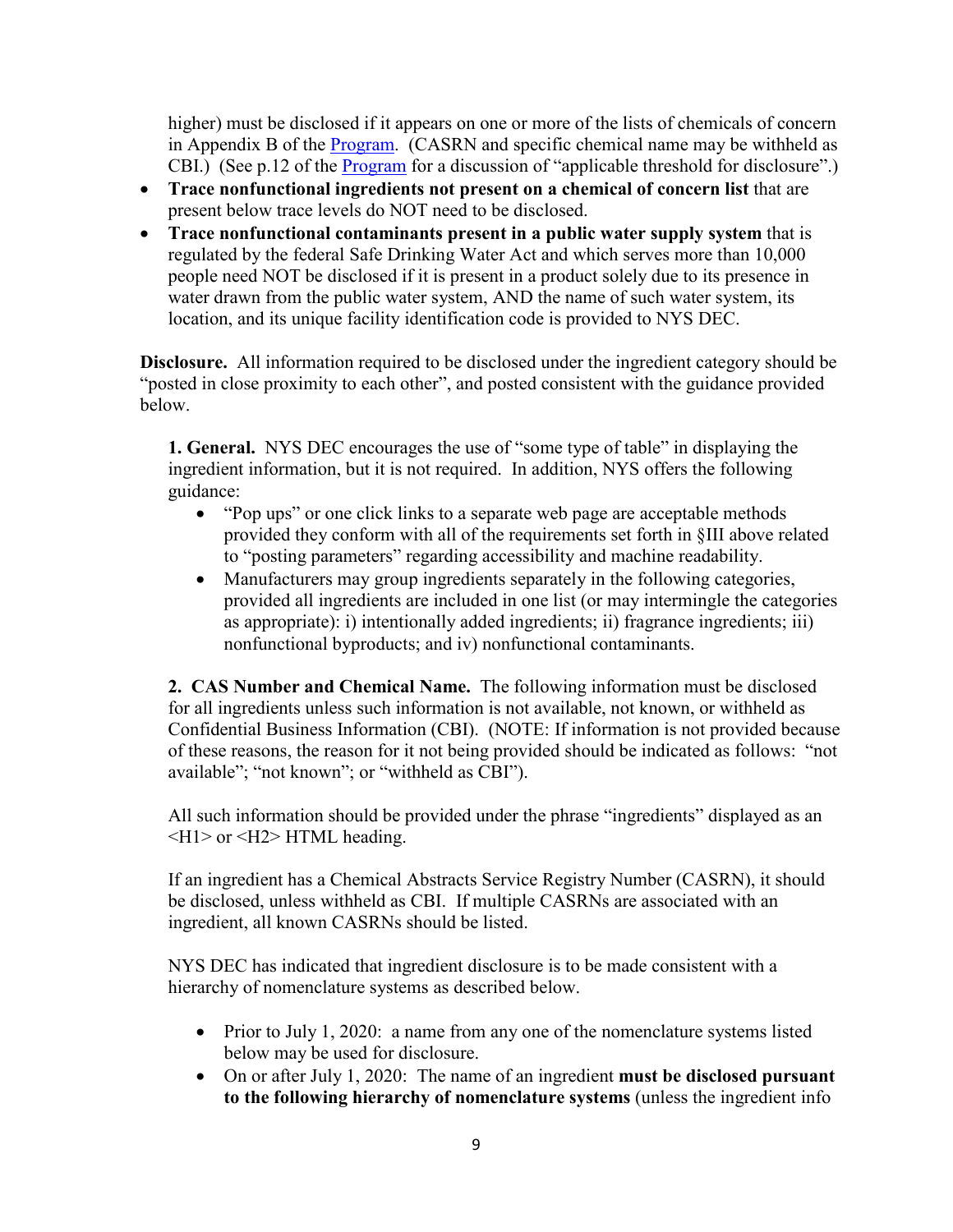higher) must be disclosed if it appears on one or more of the lists of chemicals of concern in Appendix B of the [Program](). (CASRN and specific chemical name may be withheld as CBI.) (See p.12 of the [Program]() for a discussion of "applicable threshold for disclosure".)

- **Trace nonfunctional ingredients not present on a chemical of concern list** that are present below trace levels do NOT need to be disclosed.
- **Trace nonfunctional contaminants present in a public water supply system** that is regulated by the federal Safe Drinking Water Act and which serves more than 10,000 people need NOT be disclosed if it is present in a product solely due to its presence in water drawn from the public water system, AND the name of such water system, its location, and its unique facility identification code is provided to NYS DEC.

**Disclosure.** All information required to be disclosed under the ingredient category should be "posted in close proximity to each other", and posted consistent with the guidance provided below.

**1. General.** NYS DEC encourages the use of "some type of table" in displaying the ingredient information, but it is not required. In addition, NYS offers the following guidance:

- "Pop ups" or one click links to a separate web page are acceptable methods provided they conform with all of the requirements set forth in §III above related to "posting parameters" regarding accessibility and machine readability.
- Manufacturers may group ingredients separately in the following categories, provided all ingredients are included in one list (or may intermingle the categories as appropriate): i) intentionally added ingredients; ii) fragrance ingredients; iii) nonfunctional byproducts; and iv) nonfunctional contaminants.

**2. CAS Number and Chemical Name.** The following information must be disclosed for all ingredients unless such information is not available, not known, or withheld as Confidential Business Information (CBI). (NOTE: If information is not provided because of these reasons, the reason for it not being provided should be indicated as follows: "not available"; "not known"; or "withheld as CBI").

All such information should be provided under the phrase "ingredients" displayed as an <H1> or <H2> HTML heading.

If an ingredient has a Chemical Abstracts Service Registry Number (CASRN), it should be disclosed, unless withheld as CBI. If multiple CASRNs are associated with an ingredient, all known CASRNs should be listed.

NYS DEC has indicated that ingredient disclosure is to be made consistent with a hierarchy of nomenclature systems as described below.

- Prior to July 1, 2020: a name from any one of the nomenclature systems listed below may be used for disclosure.
- On or after July 1, 2020: The name of an ingredient **must be disclosed pursuant to the following hierarchy of nomenclature systems** (unless the ingredient info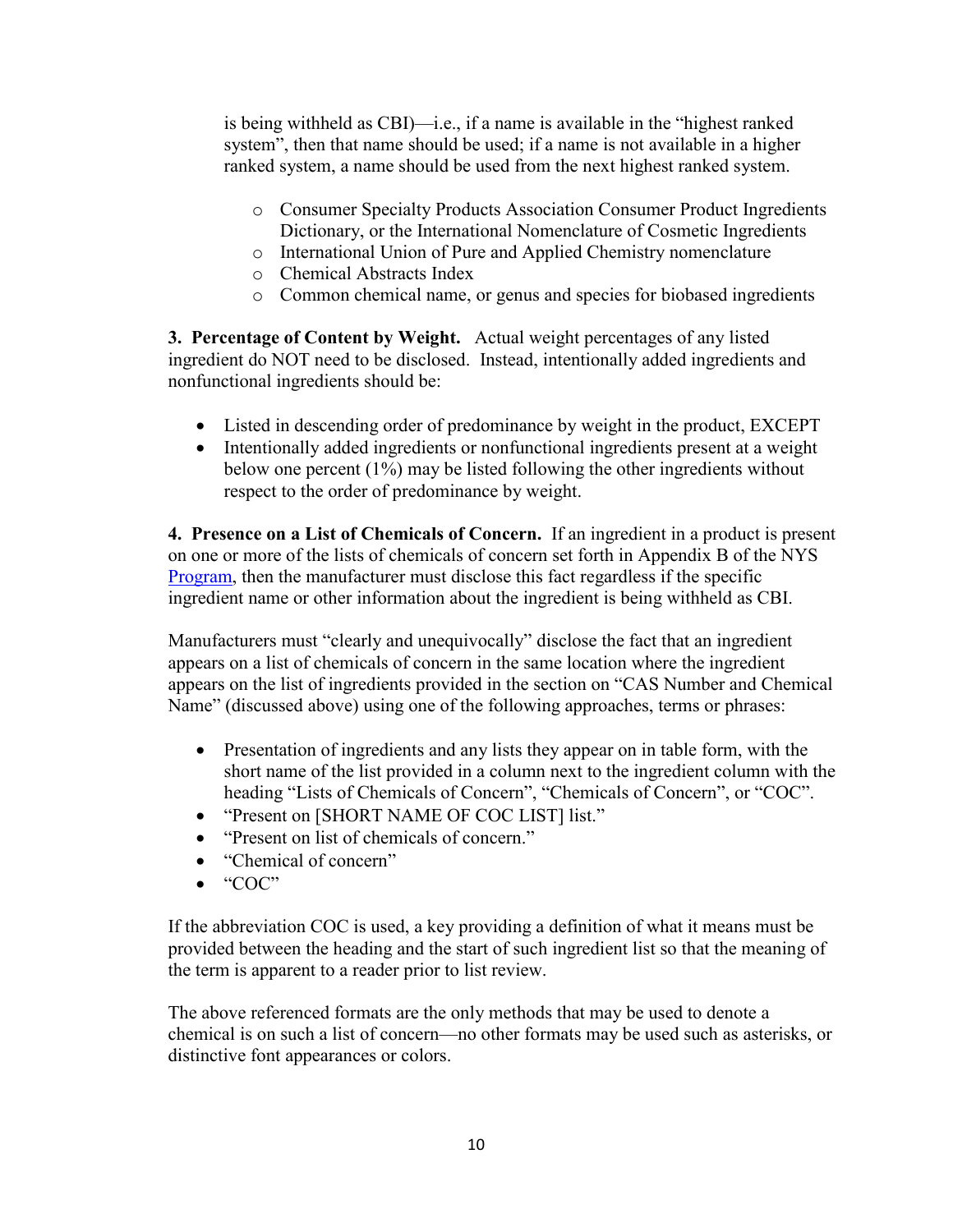is being withheld as CBI)—i.e., if a name is available in the "highest ranked system", then that name should be used; if a name is not available in a higher ranked system, a name should be used from the next highest ranked system.

- Consumer Specialty Products Association Consumer Product Ingredients Dictionary, or the International Nomenclature of Cosmetic Ingredients
- International Union of Pure and Applied Chemistry nomenclature
- Chemical Abstracts Index
- Common chemical name, or genus and species for biobased ingredients

**3. Percentage of Content by Weight.** Actual weight percentages of any listed ingredient do NOT need to be disclosed. Instead, intentionally added ingredients and nonfunctional ingredients should be:

- Listed in descending order of predominance by weight in the product, EXCEPT
- Intentionally added ingredients or nonfunctional ingredients present at a weight below one percent (1%) may be listed following the other ingredients without respect to the order of predominance by weight.

**4. Presence on a List of Chemicals of Concern.** If an ingredient in a product is present on one or more of the lists of chemicals of concern set forth in Appendix B of the NYS Program, then the manufacturer must disclose this fact regardless if the specific ingredient name or other information about the ingredient is being withheld as CBI.

Manufacturers must "clearly and unequivocally" disclose the fact that an ingredient appears on a list of chemicals of concern in the same location where the ingredient appears on the list of ingredients provided in the section on "CAS Number and Chemical Name" (discussed above) using one of the following approaches, terms or phrases:

- Presentation of ingredients and any lists they appear on in table form, with the short name of the list provided in a column next to the ingredient column with the heading "Lists of Chemicals of Concern", "Chemicals of Concern", or "COC".
- "Present on [SHORT NAME OF COC LIST] list."
- "Present on list of chemicals of concern."
- "Chemical of concern"
- "COC"

If the abbreviation COC is used, a key providing a definition of what it means must be provided between the heading and the start of such ingredient list so that the meaning of the term is apparent to a reader prior to list review.

The above referenced formats are the only methods that may be used to denote a chemical is on such a list of concern—no other formats may be used such as asterisks, or distinctive font appearances or colors.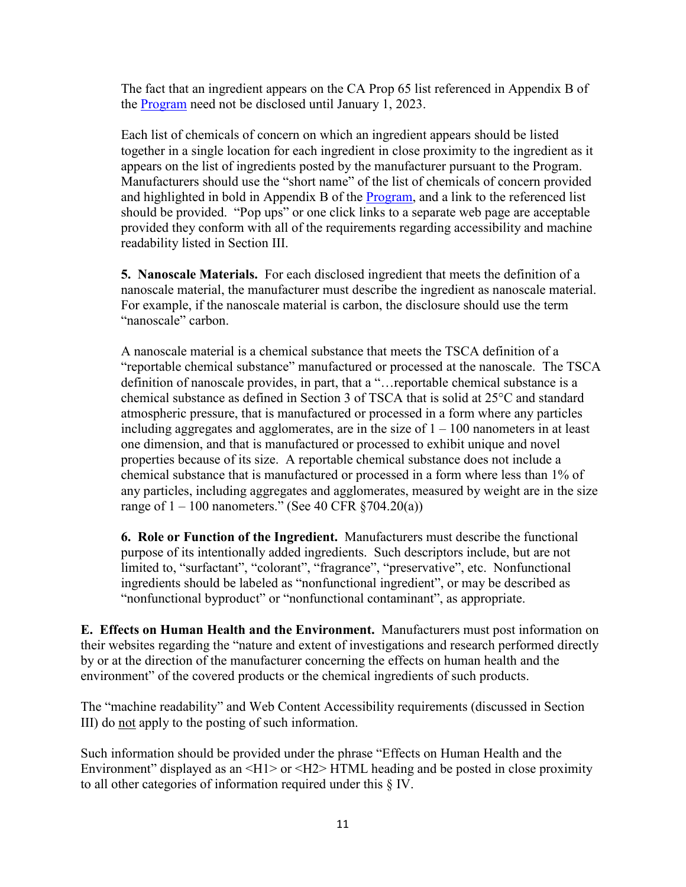The fact that an ingredient appears on the CA Prop 65 list referenced in Appendix B of the [Program](Program) need not be disclosed until January 1, 2023.

Each list of chemicals of concern on which an ingredient appears should be listed together in a single location for each ingredient in close proximity to the ingredient as it appears on the list of ingredients posted by the manufacturer pursuant to the Program. Manufacturers should use the "short name" of the list of chemicals of concern provided and highlighted in bold in Appendix B of the [Program](Program), and a link to the referenced list should be provided. "Pop ups" or one click links to a separate web page are acceptable provided they conform with all of the requirements regarding accessibility and machine readability listed in Section III.

**5. Nanoscale Materials.** For each disclosed ingredient that meets the definition of a nanoscale material, the manufacturer must describe the ingredient as nanoscale material. For example, if the nanoscale material is carbon, the disclosure should use the term "nanoscale" carbon.

A nanoscale material is a chemical substance that meets the TSCA definition of a "reportable chemical substance" manufactured or processed at the nanoscale. The TSCA definition of nanoscale provides, in part, that a "…reportable chemical substance is a chemical substance as defined in Section 3 of TSCA that is solid at 25°C and standard atmospheric pressure, that is manufactured or processed in a form where any particles including aggregates and agglomerates, are in the size of 1 – 100 nanometers in at least one dimension, and that is manufactured or processed to exhibit unique and novel properties because of its size. A reportable chemical substance does not include a chemical substance that is manufactured or processed in a form where less than 1% of any particles, including aggregates and agglomerates, measured by weight are in the size range of 1 – 100 nanometers." (See 40 CFR §704.20(a))

**6. Role or Function of the Ingredient.** Manufacturers must describe the functional purpose of its intentionally added ingredients. Such descriptors include, but are not limited to, "surfactant", "colorant", "fragrance", "preservative", etc. Nonfunctional ingredients should be labeled as "nonfunctional ingredient", or may be described as "nonfunctional byproduct" or "nonfunctional contaminant", as appropriate.

**E. Effects on Human Health and the Environment.** Manufacturers must post information on their websites regarding the "nature and extent of investigations and research performed directly by or at the direction of the manufacturer concerning the effects on human health and the environment" of the covered products or the chemical ingredients of such products.

The "machine readability" and Web Content Accessibility requirements (discussed in Section III) do <u>not</u> apply to the posting of such information.

Such information should be provided under the phrase "Effects on Human Health and the Environment" displayed as an <H1> or <H2> HTML heading and be posted in close proximity to all other categories of information required under this § IV.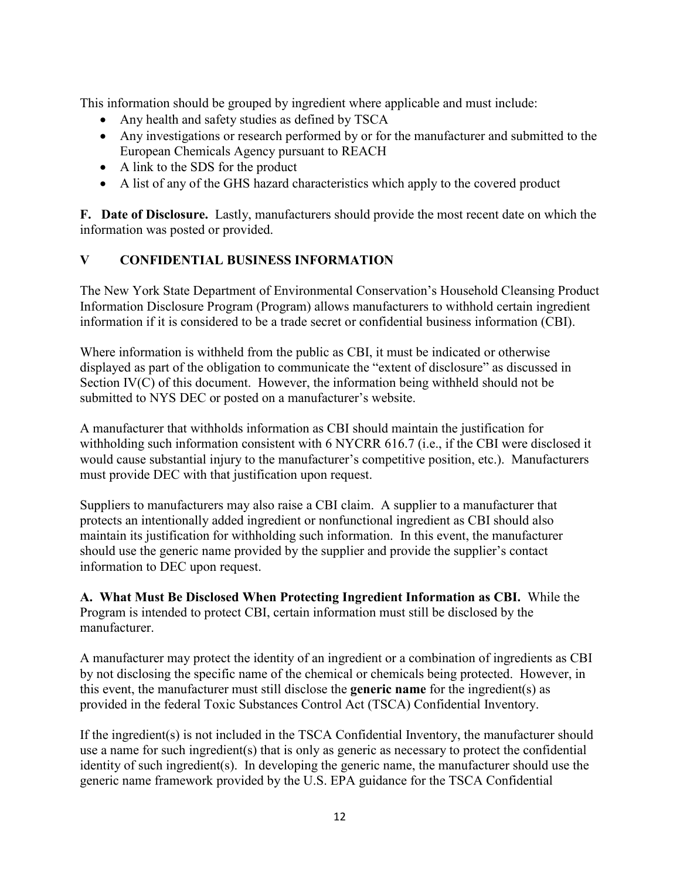This information should be grouped by ingredient where applicable and must include:

- Any health and safety studies as defined by TSCA
- Any investigations or research performed by or for the manufacturer and submitted to the European Chemicals Agency pursuant to REACH
- A link to the SDS for the product
- A list of any of the GHS hazard characteristics which apply to the covered product

**F. Date of Disclosure.** Lastly, manufacturers should provide the most recent date on which the information was posted or provided.

## V CONFIDENTIAL BUSINESS INFORMATION

The New York State Department of Environmental Conservation's Household Cleansing Product Information Disclosure Program (Program) allows manufacturers to withhold certain ingredient information if it is considered to be a trade secret or confidential business information (CBI).

Where information is withheld from the public as CBI, it must be indicated or otherwise displayed as part of the obligation to communicate the "extent of disclosure" as discussed in Section IV(C) of this document. However, the information being withheld should not be submitted to NYS DEC or posted on a manufacturer's website.

A manufacturer that withholds information as CBI should maintain the justification for withholding such information consistent with 6 NYCRR 616.7 (i.e., if the CBI were disclosed it would cause substantial injury to the manufacturer's competitive position, etc.). Manufacturers must provide DEC with that justification upon request.

Suppliers to manufacturers may also raise a CBI claim. A supplier to a manufacturer that protects an intentionally added ingredient or nonfunctional ingredient as CBI should also maintain its justification for withholding such information. In this event, the manufacturer should use the generic name provided by the supplier and provide the supplier's contact information to DEC upon request.

**A. What Must Be Disclosed When Protecting Ingredient Information as CBI.** While the Program is intended to protect CBI, certain information must still be disclosed by the manufacturer.

A manufacturer may protect the identity of an ingredient or a combination of ingredients as CBI by not disclosing the specific name of the chemical or chemicals being protected. However, in this event, the manufacturer must still disclose the **generic name** for the ingredient(s) as provided in the federal Toxic Substances Control Act (TSCA) Confidential Inventory.

If the ingredient(s) is not included in the TSCA Confidential Inventory, the manufacturer should use a name for such ingredient(s) that is only as generic as necessary to protect the confidential identity of such ingredient(s). In developing the generic name, the manufacturer should use the generic name framework provided by the U.S. EPA guidance for the TSCA Confidential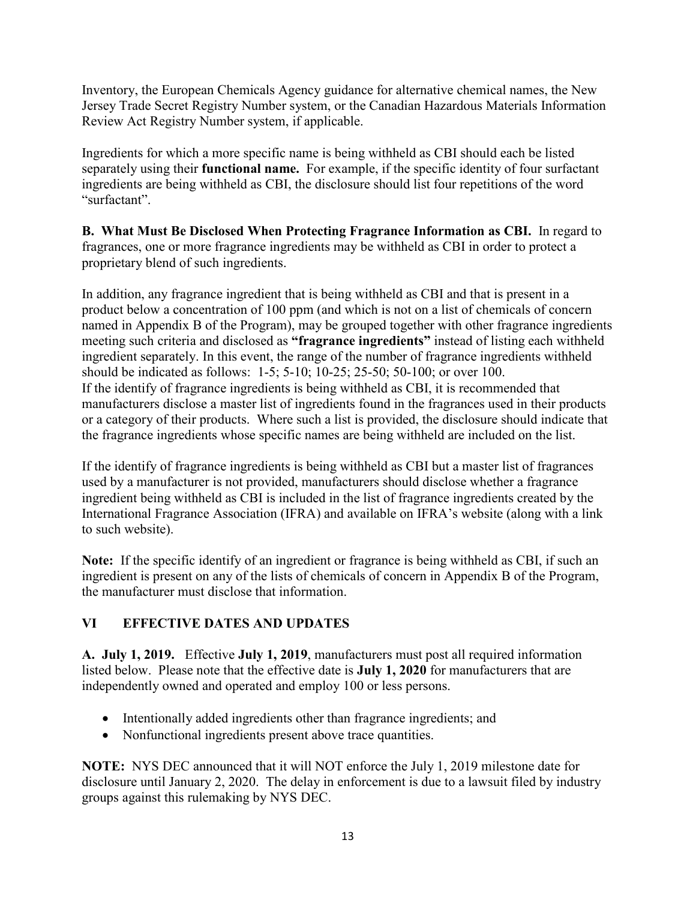Inventory, the European Chemicals Agency guidance for alternative chemical names, the New Jersey Trade Secret Registry Number system, or the Canadian Hazardous Materials Information Review Act Registry Number system, if applicable.

Ingredients for which a more specific name is being withheld as CBI should each be listed separately using their **functional name.** For example, if the specific identity of four surfactant ingredients are being withheld as CBI, the disclosure should list four repetitions of the word "surfactant".

**B. What Must Be Disclosed When Protecting Fragrance Information as CBI.** In regard to fragrances, one or more fragrance ingredients may be withheld as CBI in order to protect a proprietary blend of such ingredients.

In addition, any fragrance ingredient that is being withheld as CBI and that is present in a product below a concentration of 100 ppm (and which is not on a list of chemicals of concern named in Appendix B of the Program), may be grouped together with other fragrance ingredients meeting such criteria and disclosed as **"fragrance ingredients"** instead of listing each withheld ingredient separately. In this event, the range of the number of fragrance ingredients withheld should be indicated as follows: 1-5; 5-10; 10-25; 25-50; 50-100; or over 100.
If the identify of fragrance ingredients is being withheld as CBI, it is recommended that manufacturers disclose a master list of ingredients found in the fragrances used in their products or a category of their products. Where such a list is provided, the disclosure should indicate that the fragrance ingredients whose specific names are being withheld are included on the list.

If the identify of fragrance ingredients is being withheld as CBI but a master list of fragrances used by a manufacturer is not provided, manufacturers should disclose whether a fragrance ingredient being withheld as CBI is included in the list of fragrance ingredients created by the International Fragrance Association (IFRA) and available on IFRA's website (along with a link to such website).

**Note:** If the specific identify of an ingredient or fragrance is being withheld as CBI, if such an ingredient is present on any of the lists of chemicals of concern in Appendix B of the Program, the manufacturer must disclose that information.

## VI EFFECTIVE DATES AND UPDATES

**A. July 1, 2019.** Effective **July 1, 2019**, manufacturers must post all required information listed below. Please note that the effective date is **July 1, 2020** for manufacturers that are independently owned and operated and employ 100 or less persons.

- Intentionally added ingredients other than fragrance ingredients; and
- Nonfunctional ingredients present above trace quantities.

**NOTE:** NYS DEC announced that it will NOT enforce the July 1, 2019 milestone date for disclosure until January 2, 2020. The delay in enforcement is due to a lawsuit filed by industry groups against this rulemaking by NYS DEC.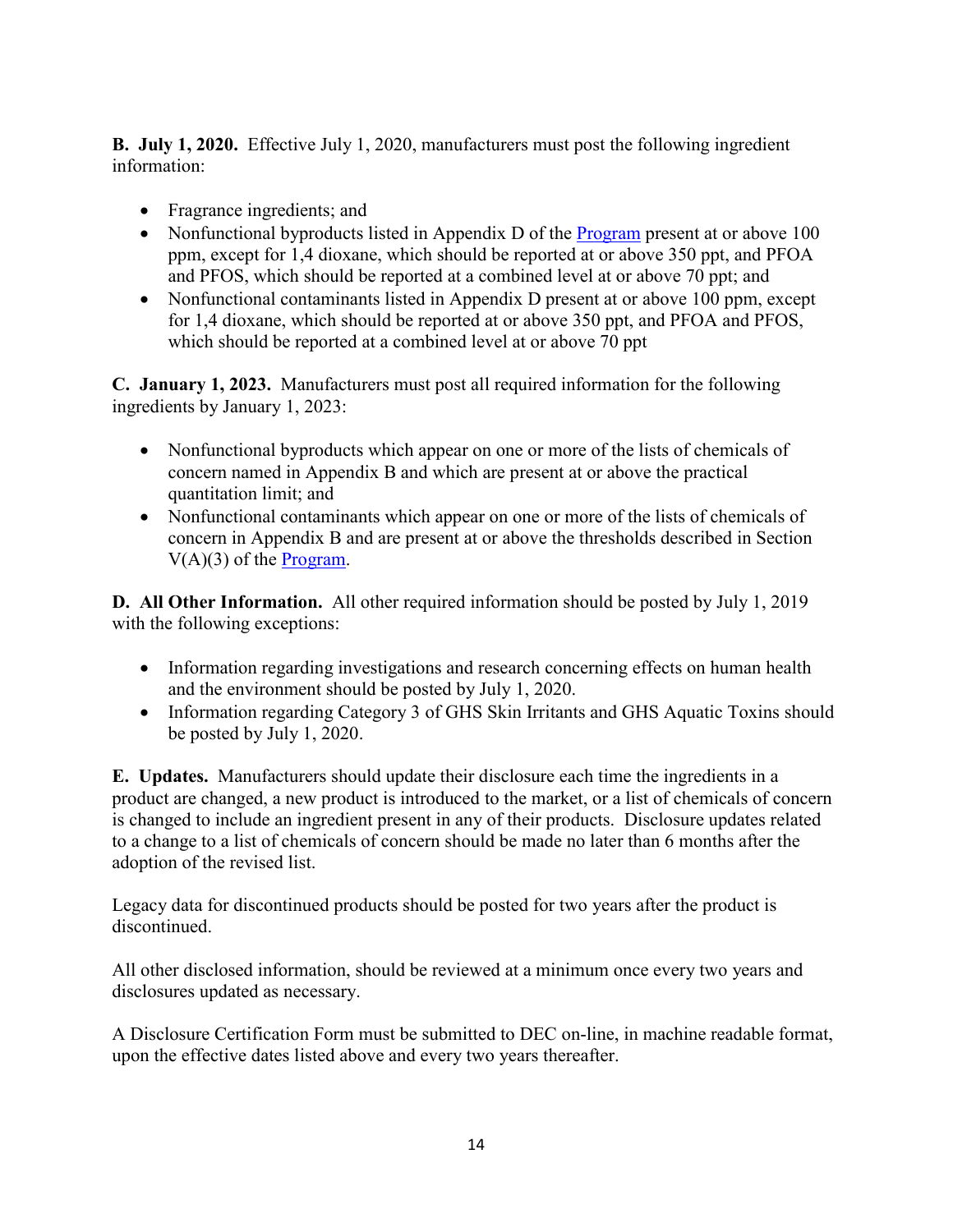**B. July 1, 2020.** Effective July 1, 2020, manufacturers must post the following ingredient information:

- Fragrance ingredients; and
- Nonfunctional byproducts listed in Appendix D of the [Program](Program) present at or above 100 ppm, except for 1,4 dioxane, which should be reported at or above 350 ppt, and PFOA and PFOS, which should be reported at a combined level at or above 70 ppt; and
- Nonfunctional contaminants listed in Appendix D present at or above 100 ppm, except for 1,4 dioxane, which should be reported at or above 350 ppt, and PFOA and PFOS, which should be reported at a combined level at or above 70 ppt

**C. January 1, 2023.** Manufacturers must post all required information for the following ingredients by January 1, 2023:

- Nonfunctional byproducts which appear on one or more of the lists of chemicals of concern named in Appendix B and which are present at or above the practical quantitation limit; and
- Nonfunctional contaminants which appear on one or more of the lists of chemicals of concern in Appendix B and are present at or above the thresholds described in Section V(A)(3) of the [Program](Program).

**D. All Other Information.** All other required information should be posted by July 1, 2019 with the following exceptions:

- Information regarding investigations and research concerning effects on human health and the environment should be posted by July 1, 2020.
- Information regarding Category 3 of GHS Skin Irritants and GHS Aquatic Toxins should be posted by July 1, 2020.

**E. Updates.** Manufacturers should update their disclosure each time the ingredients in a product are changed, a new product is introduced to the market, or a list of chemicals of concern is changed to include an ingredient present in any of their products. Disclosure updates related to a change to a list of chemicals of concern should be made no later than 6 months after the adoption of the revised list.

Legacy data for discontinued products should be posted for two years after the product is discontinued.

All other disclosed information, should be reviewed at a minimum once every two years and disclosures updated as necessary.

A Disclosure Certification Form must be submitted to DEC on-line, in machine readable format, upon the effective dates listed above and every two years thereafter.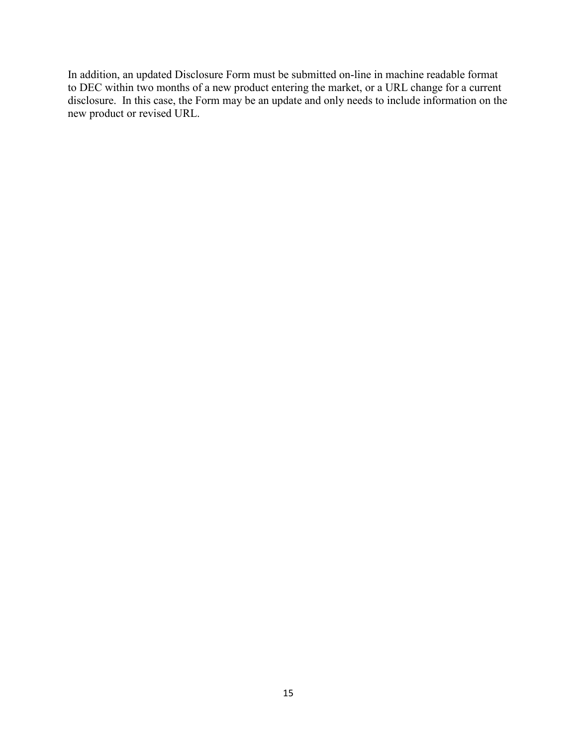In addition, an updated Disclosure Form must be submitted on-line in machine readable format to DEC within two months of a new product entering the market, or a URL change for a current disclosure. In this case, the Form may be an update and only needs to include information on the new product or revised URL.